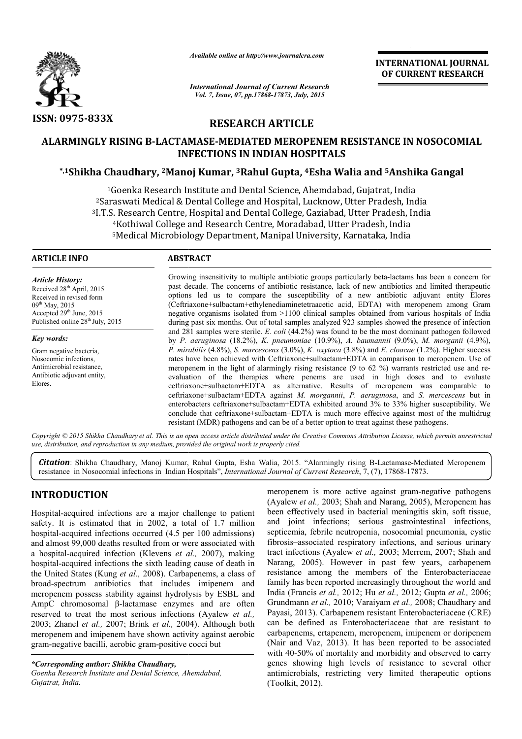ISSN: 0975-833X

*Available online at http://www.journalcra.com*

*International Journal of Current Research*
*Vol. 7, Issue, 07, pp.17868-17873, July, 2015*

**INTERNATIONAL JOURNAL OF CURRENT RESEARCH**

## RESEARCH ARTICLE

# ALARMINGLY RISING B-LACTAMASE-MEDIATED MEROPENEM RESISTANCE IN NOSOCOMIAL INFECTIONS IN INDIAN HOSPITALS

**\*,[1]Shikha Chaudhary, [2]Manoj Kumar, [3]Rahul Gupta, [4]Esha Walia and [5]Anshika Gangal**

[1]Goenka Research Institute and Dental Science, Ahemdabad, Gujatrat, India
[2]Saraswati Medical & Dental College and Hospital, Lucknow, Utter Pradesh, India
[3]I.T.S. Research Centre, Hospital and Dental College, Gaziabad, Utter Pradesh, India
[4]Kothiwal College and Research Centre, Moradabad, Utter Pradesh, India
[5]Medical Microbiology Department, Manipal University, Karnataka, India

**ARTICLE INFO**

*Article History:*
Received 28[th] April, 2015
Received in revised form
09[th] May, 2015
Accepted 29[th] June, 2015
Published online 28[th] July, 2015

*Key words:*
Gram negative bacteria,
Nosocomic infections,
Antimicrobial resistance,
Antibiotic adjuvant entity,
Elores.

**ABSTRACT**

Growing insensitivity to multiple antibiotic groups particularly beta-lactams has been a concern for past decade. The concerns of antibiotic resistance, lack of new antibiotics and limited therapeutic options led us to compare the susceptibility of a new antibiotic adjuvant entity Elores (Ceftriaxone+sulbactam+ethylenediaminetetraacetic acid, EDTA) with meropenem among Gram negative organisms isolated from >1100 clinical samples obtained from various hospitals of India during past six months. Out of total samples analyzed 923 samples showed the presence of infection and 281 samples were sterile. *E. coli* (44.2%) was found to be the most dominant pathogen followed by *P. aeruginosa* (18.2%), *K. pneumoniae* (10.9%), *A. baumannii* (9.0%), *M. morganii* (4.9%), *P. mirabilis* (4.8%), *S. marcescens* (3.0%), *K. oxytoca* (3.8%) and *E. cloacae* (1.2%). Higher success rates have been achieved with Ceftriaxone+sulbactam+EDTA in comparison to meropenem. Use of meropenem in the light of alarmingly rising resistance (9 to 62 %) warrants restricted use and re-evaluation of the therapies where penems are used in high doses and to evaluate ceftriaxone+sulbactam+EDTA as alternative. Results of meropenem was comparable to ceftriaxone+sulbactam+EDTA against *M. morgannii*, *P. aeruginosa*, and *S. mercescens* but in enterobacters ceftriaxone+sulbactam+EDTA exhibited around 3% to 33% higher susceptibility. We conclude that ceftriaxone+sulbactam+EDTA is much more effecive against most of the multidrug resistant (MDR) pathogens and can be of a better option to treat against these pathogens.

*Copyright © 2015 Shikha Chaudhary et al. This is an open access article distributed under the Creative Commons Attribution License, which permits unrestricted use, distribution, and reproduction in any medium, provided the original work is properly cited.*

***Citation***: Shikha Chaudhary, Manoj Kumar, Rahul Gupta, Esha Walia, 2015. "Alarmingly rising B-Lactamase-Mediated Meropenem resistance in Nosocomial infections in Indian Hospitals", *International Journal of Current Research*, 7, (7), 17868-17873.

## INTRODUCTION

Hospital-acquired infections are a major challenge to patient safety. It is estimated that in 2002, a total of 1.7 million hospital-acquired infections occurred (4.5 per 100 admissions) and almost 99,000 deaths resulted from or were associated with a hospital-acquired infection (Klevens *et al.,* 2007), making hospital-acquired infections the sixth leading cause of death in the United States (Kung *et al.,* 2008). Carbapenems, a class of broad-spectrum antibiotics that includes imipenem and meropenem possess stability against hydrolysis by ESBL and AmpC chromosomal β-lactamase enzymes and are often reserved to treat the most serious infections (Ayalew *et al.,* 2003; Zhanel *et al.,* 2007; Brink *et al.,* 2004). Although both meropenem and imipenem have shown activity against aerobic gram-negative bacilli, aerobic gram-positive cocci but meropenem is more active against gram-negative pathogens (Ayalew *et al.,* 2003; Shah and Narang, 2005), Meropenem has been effectively used in bacterial meningitis skin, soft tissue, and joint infections; serious gastrointestinal infections, septicemia, febrile neutropenia, nosocomial pneumonia, cystic fibrosis–associated respiratory infections, and serious urinary tract infections (Ayalew *et al.,* 2003; Merrem, 2007; Shah and Narang, 2005). However in past few years, carbapenem resistance among the members of the Enterobacteriaceae family has been reported increasingly throughout the world and India (Francis *et al.,* 2012; Hu *et al.,* 2012; Gupta *et al.,* 2006; Grundmann *et al.,* 2010; Varaiyam *et al.,* 2008; Chaudhary and Payasi, 2013). Carbapenem resistant Enterobacteriaceae (CRE) can be defined as Enterobacteriaceae that are resistant to carbapenems, ertapenem, meropenem, imipenem or doripenem (Nair and Vaz, 2013). It has been reported to be associated with 40-50% of mortality and morbidity and observed to carry genes showing high levels of resistance to several other antimicrobials, restricting very limited therapeutic options (Toolkit, 2012).

*\*Corresponding author: Shikha Chaudhary,*
*Goenka Research Institute and Dental Science, Ahemdabad, Gujatrat, India.*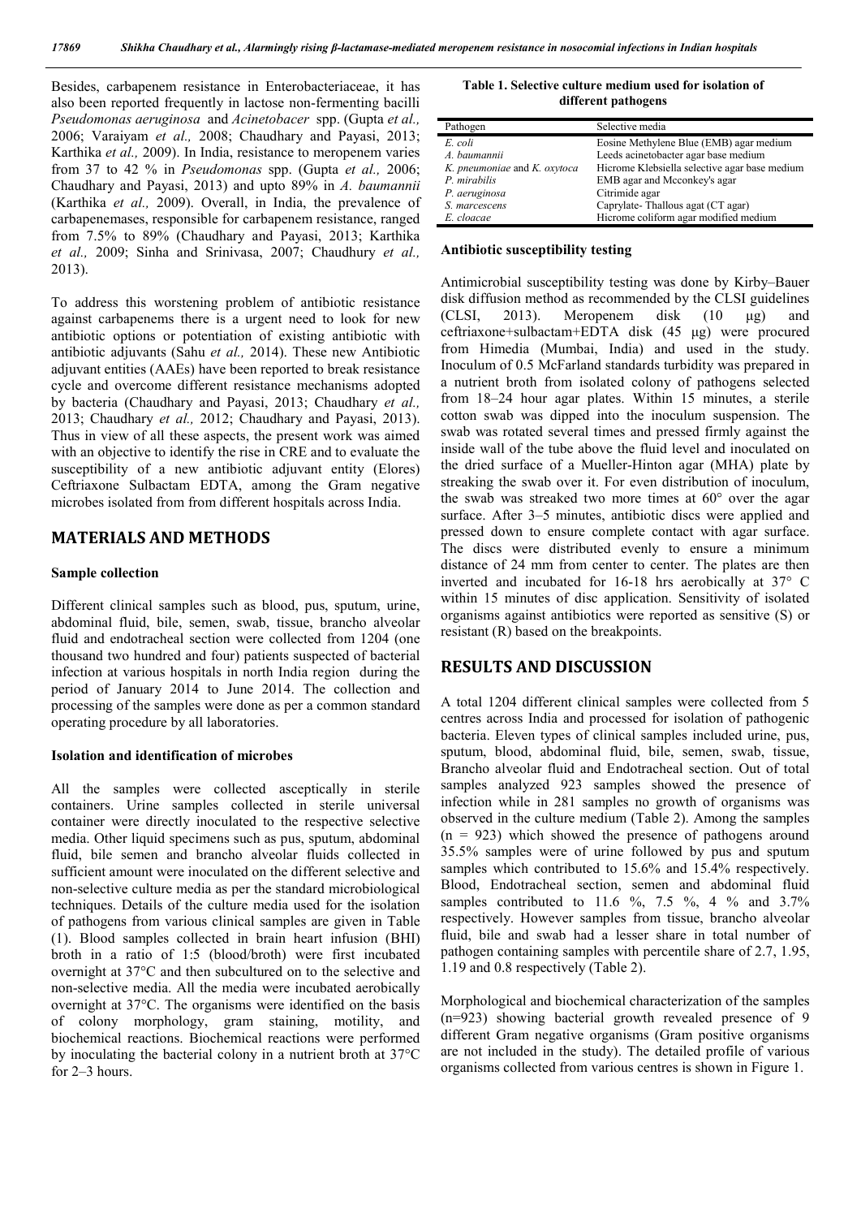Besides, carbapenem resistance in Enterobacteriaceae, it has also been reported frequently in lactose non-fermenting bacilli *Pseudomonas aeruginosa* and *Acinetobacter* spp. (Gupta *et al.,* 2006; Varaiyam *et al.,* 2008; Chaudhary and Payasi, 2013; Karthika *et al.,* 2009). In India, resistance to meropenem varies from 37 to 42 % in *Pseudomonas* spp. (Gupta *et al.,* 2006; Chaudhary and Payasi, 2013) and upto 89% in *A. baumannii* (Karthika *et al.,* 2009). Overall, in India, the prevalence of carbapenemases, responsible for carbapenem resistance, ranged from 7.5% to 89% (Chaudhary and Payasi, 2013; Karthika *et al.,* 2009; Sinha and Srinivasa, 2007; Chaudhury *et al.,* 2013).

To address this worstening problem of antibiotic resistance against carbapenems there is a urgent need to look for new antibiotic options or potentiation of existing antibiotic with antibiotic adjuvants (Sahu *et al.,* 2014). These new Antibiotic adjuvant entities (AAEs) have been reported to break resistance cycle and overcome different resistance mechanisms adopted by bacteria (Chaudhary and Payasi, 2013; Chaudhary *et al.,* 2013; Chaudhary *et al.,* 2012; Chaudhary and Payasi, 2013). Thus in view of all these aspects, the present work was aimed with an objective to identify the rise in CRE and to evaluate the susceptibility of a new antibiotic adjuvant entity (Elores) Ceftriaxone Sulbactam EDTA, among the Gram negative microbes isolated from from different hospitals across India.

## MATERIALS AND METHODS

### Sample collection

Different clinical samples such as blood, pus, sputum, urine, abdominal fluid, bile, semen, swab, tissue, brancho alveolar fluid and endotracheal section were collected from 1204 (one thousand two hundred and four) patients suspected of bacterial infection at various hospitals in north India region during the period of January 2014 to June 2014. The collection and processing of the samples were done as per a common standard operating procedure by all laboratories.

### Isolation and identification of microbes

All the samples were collected asceptically in sterile containers. Urine samples collected in sterile universal container were directly inoculated to the respective selective media. Other liquid specimens such as pus, sputum, abdominal fluid, bile semen and brancho alveolar fluids collected in sufficient amount were inoculated on the different selective and non-selective culture media as per the standard microbiological techniques. Details of the culture media used for the isolation of pathogens from various clinical samples are given in Table (1). Blood samples collected in brain heart infusion (BHI) broth in a ratio of 1:5 (blood/broth) were first incubated overnight at 37°C and then subcultured on to the selective and non-selective media. All the media were incubated aerobically overnight at 37°C. The organisms were identified on the basis of colony morphology, gram staining, motility, and biochemical reactions. Biochemical reactions were performed by inoculating the bacterial colony in a nutrient broth at 37°C for 2–3 hours.

**Table 1. Selective culture medium used for isolation of different pathogens**

| Pathogen | Selective media |
|---|---|
| *E. coli* | Eosine Methylene Blue (EMB) agar medium |
| *A. baumannii* | Leeds acinetobacter agar base medium |
| *K. pneumoniae* and *K. oxytoca* | Hicrome Klebsiella selective agar base medium |
| *P. mirabilis* | EMB agar and Mcconkey's agar |
| *P. aeruginosa* | Citrimide agar |
| *S. marcescens* | Caprylate- Thallous agat (CT agar) |
| *E. cloacae* | Hicrome coliform agar modified medium |

### Antibiotic susceptibility testing

Antimicrobial susceptibility testing was done by Kirby–Bauer disk diffusion method as recommended by the CLSI guidelines (CLSI, 2013). Meropenem disk (10 μg) and ceftriaxone+sulbactam+EDTA disk (45 μg) were procured from Himedia (Mumbai, India) and used in the study. Inoculum of 0.5 McFarland standards turbidity was prepared in a nutrient broth from isolated colony of pathogens selected from 18–24 hour agar plates. Within 15 minutes, a sterile cotton swab was dipped into the inoculum suspension. The swab was rotated several times and pressed firmly against the inside wall of the tube above the fluid level and inoculated on the dried surface of a Mueller-Hinton agar (MHA) plate by streaking the swab over it. For even distribution of inoculum, the swab was streaked two more times at 60° over the agar surface. After 3–5 minutes, antibiotic discs were applied and pressed down to ensure complete contact with agar surface. The discs were distributed evenly to ensure a minimum distance of 24 mm from center to center. The plates are then inverted and incubated for 16-18 hrs aerobically at 37° C within 15 minutes of disc application. Sensitivity of isolated organisms against antibiotics were reported as sensitive (S) or resistant (R) based on the breakpoints.

## RESULTS AND DISCUSSION

A total 1204 different clinical samples were collected from 5 centres across India and processed for isolation of pathogenic bacteria. Eleven types of clinical samples included urine, pus, sputum, blood, abdominal fluid, bile, semen, swab, tissue, Brancho alveolar fluid and Endotracheal section. Out of total samples analyzed 923 samples showed the presence of infection while in 281 samples no growth of organisms was observed in the culture medium (Table 2). Among the samples (n = 923) which showed the presence of pathogens around 35.5% samples were of urine followed by pus and sputum samples which contributed to 15.6% and 15.4% respectively. Blood, Endotracheal section, semen and abdominal fluid samples contributed to 11.6 %, 7.5 %, 4 % and 3.7% respectively. However samples from tissue, brancho alveolar fluid, bile and swab had a lesser share in total number of pathogen containing samples with percentile share of 2.7, 1.95, 1.19 and 0.8 respectively (Table 2).

Morphological and biochemical characterization of the samples (n=923) showing bacterial growth revealed presence of 9 different Gram negative organisms (Gram positive organisms are not included in the study). The detailed profile of various organisms collected from various centres is shown in Figure 1.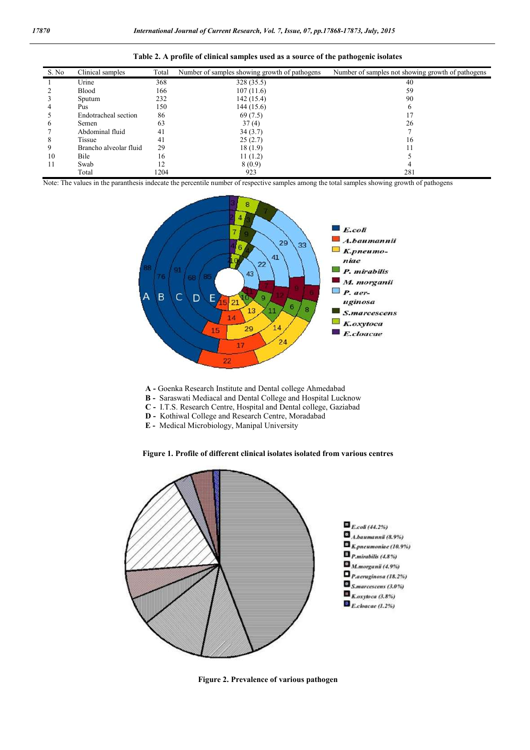**Table 2. A profile of clinical samples used as a source of the pathogenic isolates**

| S. No | Clinical samples | Total | Number of samples showing growth of pathogens | Number of samples not showing growth of pathogens |
|---|---|---|---|---|
| 1 | Urine | 368 | 328 (35.5) | 40 |
| 2 | Blood | 166 | 107 (11.6) | 59 |
| 3 | Sputum | 232 | 142 (15.4) | 90 |
| 4 | Pus | 150 | 144 (15.6) | 6 |
| 5 | Endotracheal section | 86 | 69 (7.5) | 17 |
| 6 | Semen | 63 | 37 (4) | 26 |
| 7 | Abdominal fluid | 41 | 34 (3.7) | 7 |
| 8 | Tissue | 41 | 25 (2.7) | 16 |
| 9 | Brancho alveolar fluid | 29 | 18 (1.9) | 11 |
| 10 | Bile | 16 | 11 (1.2) | 5 |
| 11 | Swab | 12 | 8 (0.9) | 4 |
| | Total | 1204 | 923 | 281 |

Note: The values in the paranthesis indecate the percentile number of respective samples among the total samples showing growth of pathogens

**A -** Goenka Research Institute and Dental college Ahmedabad
**B -** Saraswati Mediacal and Dental College and Hospital Lucknow
**C -** I.T.S. Research Centre, Hospital and Dental college, Gaziabad
**D -** Kothiwal College and Research Centre, Moradabad
**E -** Medical Microbiology, Manipal University

**Figure 1. Profile of different clinical isolates isolated from various centres**

**Figure 2. Prevalence of various pathogen**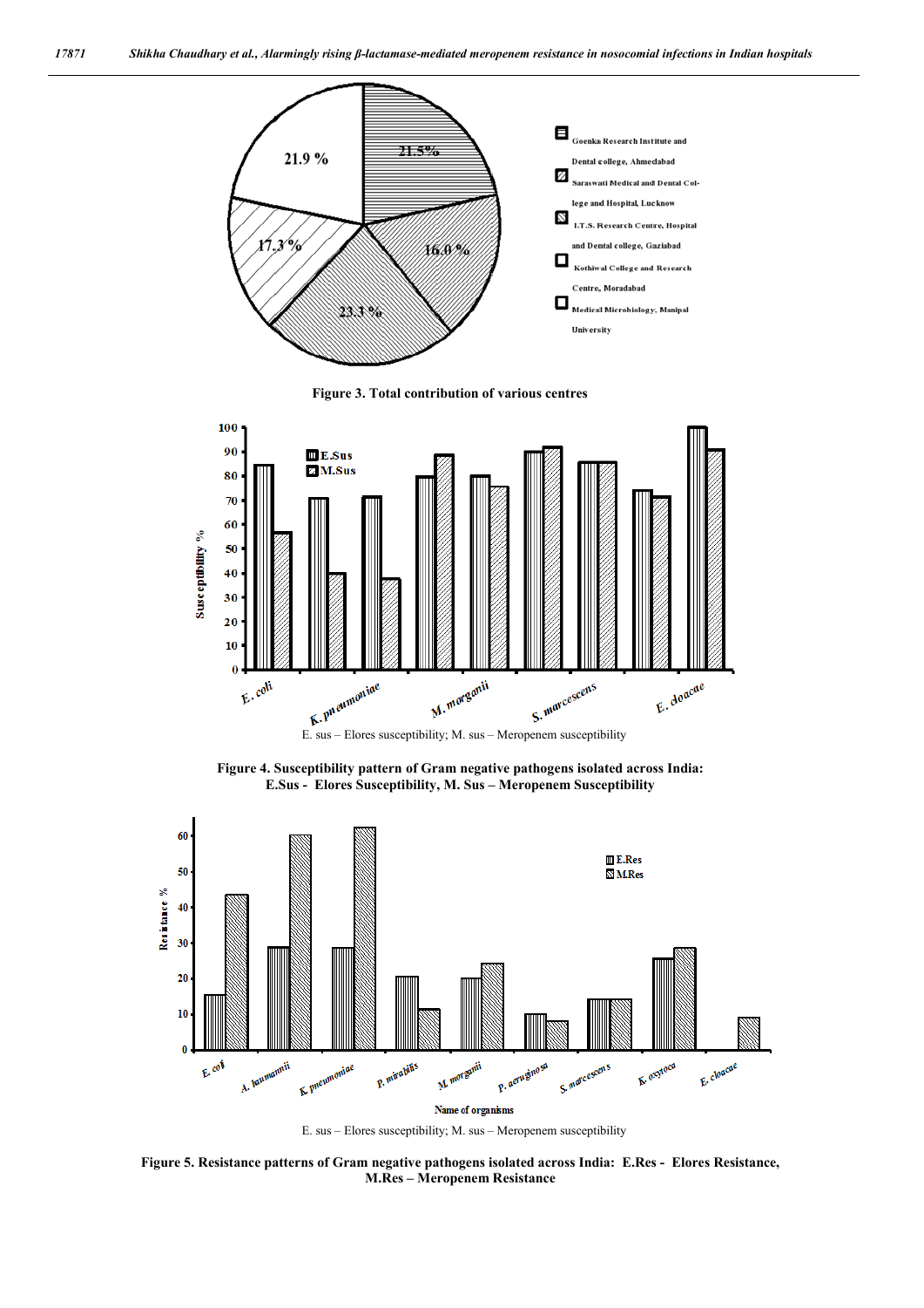Figure 3. Total contribution of various centres

E. sus – Elores susceptibility; M. sus – Meropenem susceptibility

**Figure 4. Susceptibility pattern of Gram negative pathogens isolated across India: E.Sus - Elores Susceptibility, M. Sus – Meropenem Susceptibility**

E. sus – Elores susceptibility; M. sus – Meropenem susceptibility

**Figure 5. Resistance patterns of Gram negative pathogens isolated across India: E.Res - Elores Resistance, M.Res – Meropenem Resistance**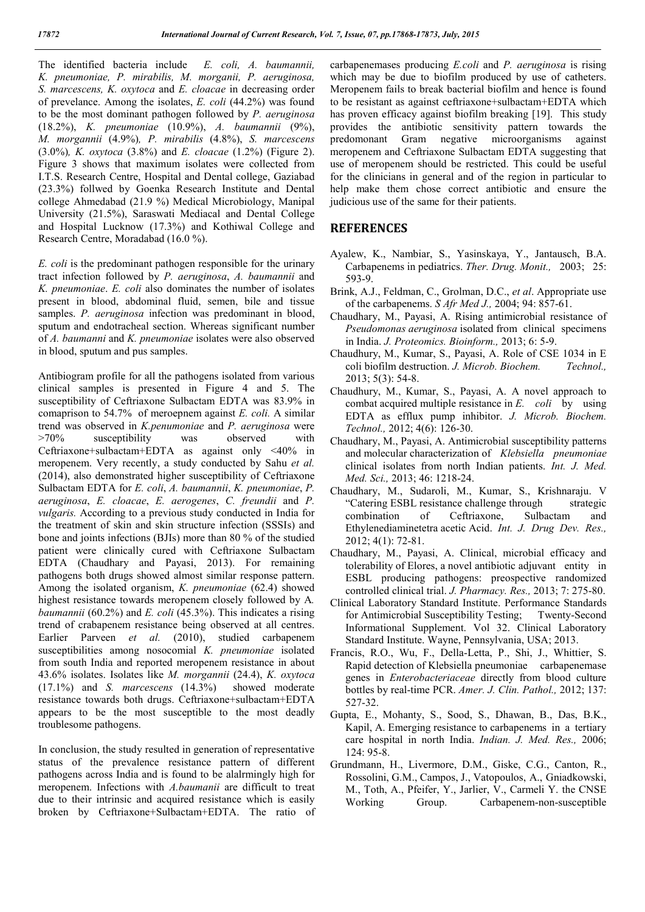The identified bacteria include *E. coli, A. baumannii, K. pneumoniae, P. mirabilis, M. morganii, P. aeruginosa, S. marcescens, K. oxytoca* and *E. cloacae* in decreasing order of prevelance. Among the isolates, *E. coli* (44.2%) was found to be the most dominant pathogen followed by *P. aeruginosa* (18.2%), *K. pneumoniae* (10.9%), *A. baumannii* (9%), *M. morgannii* (4.9%)*, P. mirabilis* (4.8%), *S. marcescens* (3.0%)*, K. oxytoca* (3.8%) and *E. cloacae* (1.2%) (Figure 2). Figure 3 shows that maximum isolates were collected from I.T.S. Research Centre, Hospital and Dental college, Gaziabad (23.3%) follwed by Goenka Research Institute and Dental college Ahmedabad (21.9 %) Medical Microbiology, Manipal University (21.5%), Saraswati Mediacal and Dental College and Hospital Lucknow (17.3%) and Kothiwal College and Research Centre, Moradabad (16.0 %).

*E. coli* is the predominant pathogen responsible for the urinary tract infection followed by *P. aeruginosa*, *A. baumannii* and *K. pneumoniae*. *E. coli* also dominates the number of isolates present in blood, abdominal fluid, semen, bile and tissue samples. *P. aeruginosa* infection was predominant in blood, sputum and endotracheal section. Whereas significant number of *A. baumanni* and *K. pneumoniae* isolates were also observed in blood, sputum and pus samples.

Antibiogram profile for all the pathogens isolated from various clinical samples is presented in Figure 4 and 5. The susceptibility of Ceftriaxone Sulbactam EDTA was 83.9% in comaprison to 54.7% of meroepnem against *E. coli.* A similar trend was observed in *K.penumoniae* and *P. aeruginosa* were >70% susceptibility was observed with Ceftriaxone+sulbactam+EDTA as against only <40% in meropenem. Very recently, a study conducted by Sahu *et al.* (2014), also demonstrated higher susceptibility of Ceftriaxone Sulbactam EDTA for *E. coli*, *A. baumannii*, *K. pneumoniae*, *P. aeruginosa*, *E. cloacae*, *E. aerogenes*, *C. freundii* and *P. vulgaris.* According to a previous study conducted in India for the treatment of skin and skin structure infection (SSSIs) and bone and joints infections (BJIs) more than 80 % of the studied patient were clinically cured with Ceftriaxone Sulbactam EDTA (Chaudhary and Payasi, 2013). For remaining pathogens both drugs showed almost similar response pattern. Among the isolated organism, *K. pneumoniae* (62.4) showed highest resistance towards meropenem closely followed by *A. baumannii* (60.2%) and *E. coli* (45.3%). This indicates a rising trend of crabapenem resistance being observed at all centres. Earlier Parveen *et al.* (2010), studied carbapenem susceptibilities among nosocomial *K. pneumoniae* isolated from south India and reported meropenem resistance in about 43.6% isolates. Isolates like *M. morgannii* (24.4), *K. oxytoca* (17.1%) and *S. marcescens* (14.3%) showed moderate resistance towards both drugs. Ceftriaxone+sulbactam+EDTA appears to be the most susceptible to the most deadly troublesome pathogens.

In conclusion, the study resulted in generation of representative status of the prevalence resistance pattern of different pathogens across India and is found to be alalrmingly high for meropenem. Infections with *A.baumanii* are difficult to treat due to their intrinsic and acquired resistance which is easily broken by Ceftriaxone+Sulbactam+EDTA. The ratio of carbapenemases producing *E.coli* and *P. aeruginosa* is rising which may be due to biofilm produced by use of catheters. Meropenem fails to break bacterial biofilm and hence is found to be resistant as against ceftriaxone+sulbactam+EDTA which has proven efficacy against biofilm breaking [19]. This study provides the antibiotic sensitivity pattern towards the predomonant Gram negative microorganisms against meropenem and Ceftriaxone Sulbactam EDTA suggesting that use of meropenem should be restricted. This could be useful for the clinicians in general and of the region in particular to help make them chose correct antibiotic and ensure the judicious use of the same for their patients.

## REFERENCES

Ayalew, K., Nambiar, S., Yasinskaya, Y., Jantausch, B.A. Carbapenems in pediatrics. *Ther. Drug. Monit.,* 2003; 25: 593-9.

Brink, A.J., Feldman, C., Grolman, D.C., *et al*. Appropriate use of the carbapenems. *S Afr Med J.,* 2004; 94: 857-61.

Chaudhary, M., Payasi, A. Rising antimicrobial resistance of *Pseudomonas aeruginosa* isolated from clinical specimens in India. *J. Proteomics. Bioinform.,* 2013; 6: 5-9.

Chaudhury, M., Kumar, S., Payasi, A. Role of CSE 1034 in E coli biofilm destruction. *J. Microb. Biochem. Technol.,* 2013; 5(3): 54-8.

Chaudhury, M., Kumar, S., Payasi, A. A novel approach to combat acquired multiple resistance in *E. coli* by using EDTA as efflux pump inhibitor. *J. Microb. Biochem. Technol.,* 2012; 4(6): 126-30.

Chaudhary, M., Payasi, A. Antimicrobial susceptibility patterns and molecular characterization of *Klebsiella pneumoniae* clinical isolates from north Indian patients. *Int. J. Med. Med. Sci.,* 2013; 46: 1218-24.

Chaudhary, M., Sudaroli, M., Kumar, S., Krishnaraju. V "Catering ESBL resistance challenge through strategic combination of Ceftriaxone, Sulbactam and Ethylenediaminetetra acetic Acid. *Int. J. Drug Dev. Res.,* 2012; 4(1): 72-81.

Chaudhary, M., Payasi, A. Clinical, microbial efficacy and tolerability of Elores, a novel antibiotic adjuvant entity in ESBL producing pathogens: preospective randomized controlled clinical trial. *J. Pharmacy. Res.,* 2013; 7: 275-80.

Clinical Laboratory Standard Institute. Performance Standards for Antimicrobial Susceptibility Testing; Twenty-Second Informational Supplement. Vol 32. Clinical Laboratory Standard Institute. Wayne, Pennsylvania, USA; 2013.

Francis, R.O., Wu, F., Della-Letta, P., Shi, J., Whittier, S. Rapid detection of Klebsiella pneumoniae carbapenemase genes in *Enterobacteriaceae* directly from blood culture bottles by real-time PCR. *Amer. J. Clin. Pathol.,* 2012; 137: 527-32.

Gupta, E., Mohanty, S., Sood, S., Dhawan, B., Das, B.K., Kapil, A. Emerging resistance to carbapenems in a tertiary care hospital in north India. *Indian. J. Med. Res.,* 2006; 124: 95-8.

Grundmann, H., Livermore, D.M., Giske, C.G., Canton, R., Rossolini, G.M., Campos, J., Vatopoulos, A., Gniadkowski, M., Toth, A., Pfeifer, Y., Jarlier, V., Carmeli Y. the CNSE Working Group. Carbapenem-non-susceptible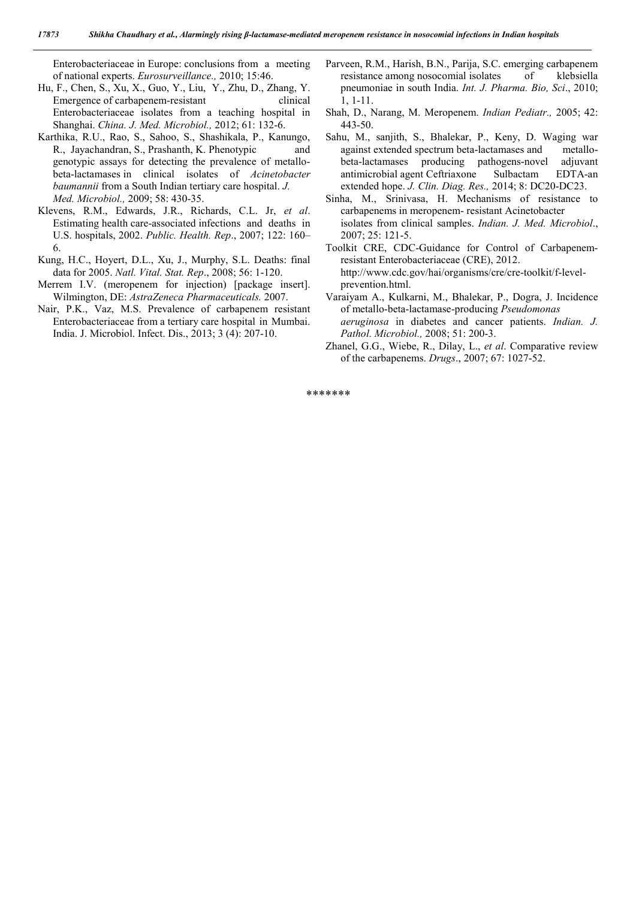Enterobacteriaceae in Europe: conclusions from a meeting of national experts. *Eurosurveillance.,* 2010; 15:46.

Hu, F., Chen, S., Xu, X., Guo, Y., Liu, Y., Zhu, D., Zhang, Y. Emergence of carbapenem-resistant clinical Enterobacteriaceae isolates from a teaching hospital in Shanghai. *China. J. Med. Microbiol.,* 2012; 61: 132-6.

Karthika, R.U., Rao, S., Sahoo, S., Shashikala, P., Kanungo, R., Jayachandran, S., Prashanth, K. Phenotypic and genotypic assays for detecting the prevalence of metallo-beta-lactamases in clinical isolates of *Acinetobacter baumannii* from a South Indian tertiary care hospital. *J. Med. Microbiol.,* 2009; 58: 430-35.

Klevens, R.M., Edwards, J.R., Richards, C.L. Jr, *et al*. Estimating health care-associated infections and deaths in U.S. hospitals, 2002. *Public. Health. Rep*., 2007; 122: 160–6.

Kung, H.C., Hoyert, D.L., Xu, J., Murphy, S.L. Deaths: final data for 2005. *Natl. Vital. Stat. Rep*., 2008; 56: 1-120.

Merrem I.V. (meropenem for injection) [package insert]. Wilmington, DE: *AstraZeneca Pharmaceuticals.* 2007.

Nair, P.K., Vaz, M.S. Prevalence of carbapenem resistant Enterobacteriaceae from a tertiary care hospital in Mumbai. India. J. Microbiol. Infect. Dis., 2013; 3 (4): 207-10.

Parveen, R.M., Harish, B.N., Parija, S.C. emerging carbapenem resistance among nosocomial isolates of klebsiella pneumoniae in south India. *Int. J. Pharma. Bio, Sci*., 2010; 1, 1-11.

Shah, D., Narang, M. Meropenem. *Indian Pediatr.,* 2005; 42: 443-50.

Sahu, M., sanjith, S., Bhalekar, P., Keny, D. Waging war against extended spectrum beta-lactamases and metallo-beta-lactamases producing pathogens-novel adjuvant antimicrobial agent Ceftriaxone Sulbactam EDTA-an extended hope. *J. Clin. Diag. Res.,* 2014; 8: DC20-DC23.

Sinha, M., Srinivasa, H. Mechanisms of resistance to carbapenems in meropenem- resistant Acinetobacter isolates from clinical samples. *Indian. J. Med. Microbiol*., 2007; 25: 121-5.

Toolkit CRE, CDC-Guidance for Control of Carbapenem-resistant Enterobacteriaceae (CRE), 2012. http://www.cdc.gov/hai/organisms/cre/cre-toolkit/f-level-prevention.html.

Varaiyam A., Kulkarni, M., Bhalekar, P., Dogra, J. Incidence of metallo-beta-lactamase-producing *Pseudomonas aeruginosa* in diabetes and cancer patients. *Indian. J. Pathol. Microbiol.,* 2008; 51: 200-3.

Zhanel, G.G., Wiebe, R., Dilay, L., *et al*. Comparative review of the carbapenems. *Drugs*., 2007; 67: 1027-52.

*******